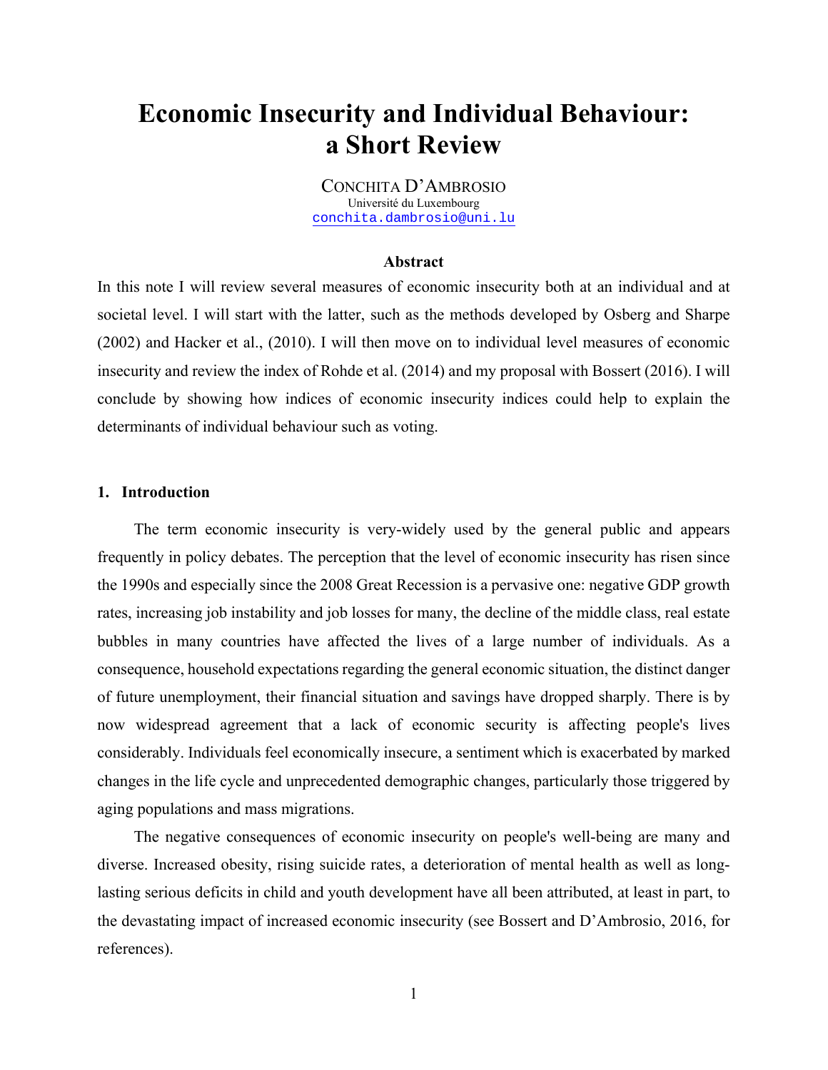# Economic Insecurity and Individual Behaviour: a Short Review

CONCHITA D'AMBROSIO
Université du Luxembourg
conchita.dambrosio@uni.lu

### Abstract

In this note I will review several measures of economic insecurity both at an individual and at societal level. I will start with the latter, such as the methods developed by Osberg and Sharpe (2002) and Hacker et al., (2010). I will then move on to individual level measures of economic insecurity and review the index of Rohde et al. (2014) and my proposal with Bossert (2016). I will conclude by showing how indices of economic insecurity indices could help to explain the determinants of individual behaviour such as voting.

## 1. Introduction

The term economic insecurity is very-widely used by the general public and appears frequently in policy debates. The perception that the level of economic insecurity has risen since the 1990s and especially since the 2008 Great Recession is a pervasive one: negative GDP growth rates, increasing job instability and job losses for many, the decline of the middle class, real estate bubbles in many countries have affected the lives of a large number of individuals. As a consequence, household expectations regarding the general economic situation, the distinct danger of future unemployment, their financial situation and savings have dropped sharply. There is by now widespread agreement that a lack of economic security is affecting people's lives considerably. Individuals feel economically insecure, a sentiment which is exacerbated by marked changes in the life cycle and unprecedented demographic changes, particularly those triggered by aging populations and mass migrations.

The negative consequences of economic insecurity on people's well-being are many and diverse. Increased obesity, rising suicide rates, a deterioration of mental health as well as long-lasting serious deficits in child and youth development have all been attributed, at least in part, to the devastating impact of increased economic insecurity (see Bossert and D'Ambrosio, 2016, for references).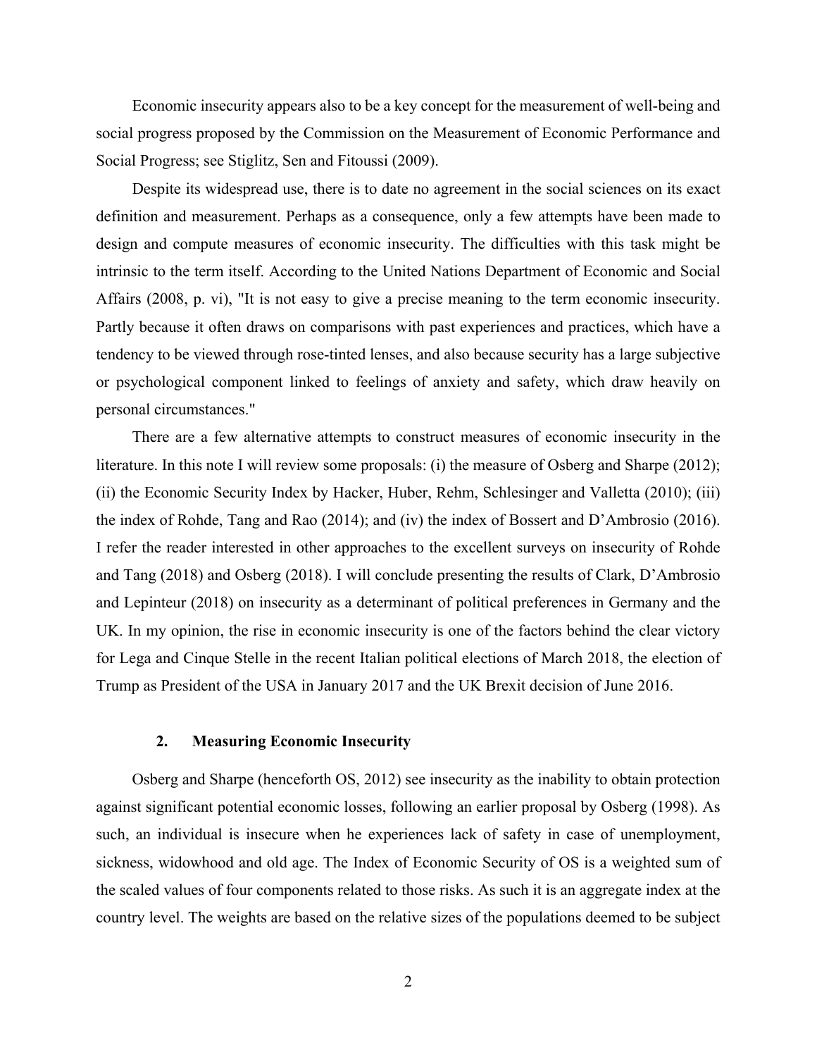Economic insecurity appears also to be a key concept for the measurement of well-being and social progress proposed by the Commission on the Measurement of Economic Performance and Social Progress; see Stiglitz, Sen and Fitoussi (2009).

Despite its widespread use, there is to date no agreement in the social sciences on its exact definition and measurement. Perhaps as a consequence, only a few attempts have been made to design and compute measures of economic insecurity. The difficulties with this task might be intrinsic to the term itself. According to the United Nations Department of Economic and Social Affairs (2008, p. vi), "It is not easy to give a precise meaning to the term economic insecurity. Partly because it often draws on comparisons with past experiences and practices, which have a tendency to be viewed through rose-tinted lenses, and also because security has a large subjective or psychological component linked to feelings of anxiety and safety, which draw heavily on personal circumstances."

There are a few alternative attempts to construct measures of economic insecurity in the literature. In this note I will review some proposals: (i) the measure of Osberg and Sharpe (2012); (ii) the Economic Security Index by Hacker, Huber, Rehm, Schlesinger and Valletta (2010); (iii) the index of Rohde, Tang and Rao (2014); and (iv) the index of Bossert and D'Ambrosio (2016). I refer the reader interested in other approaches to the excellent surveys on insecurity of Rohde and Tang (2018) and Osberg (2018). I will conclude presenting the results of Clark, D'Ambrosio and Lepinteur (2018) on insecurity as a determinant of political preferences in Germany and the UK. In my opinion, the rise in economic insecurity is one of the factors behind the clear victory for Lega and Cinque Stelle in the recent Italian political elections of March 2018, the election of Trump as President of the USA in January 2017 and the UK Brexit decision of June 2016.

## 2. Measuring Economic Insecurity

Osberg and Sharpe (henceforth OS, 2012) see insecurity as the inability to obtain protection against significant potential economic losses, following an earlier proposal by Osberg (1998). As such, an individual is insecure when he experiences lack of safety in case of unemployment, sickness, widowhood and old age. The Index of Economic Security of OS is a weighted sum of the scaled values of four components related to those risks. As such it is an aggregate index at the country level. The weights are based on the relative sizes of the populations deemed to be subject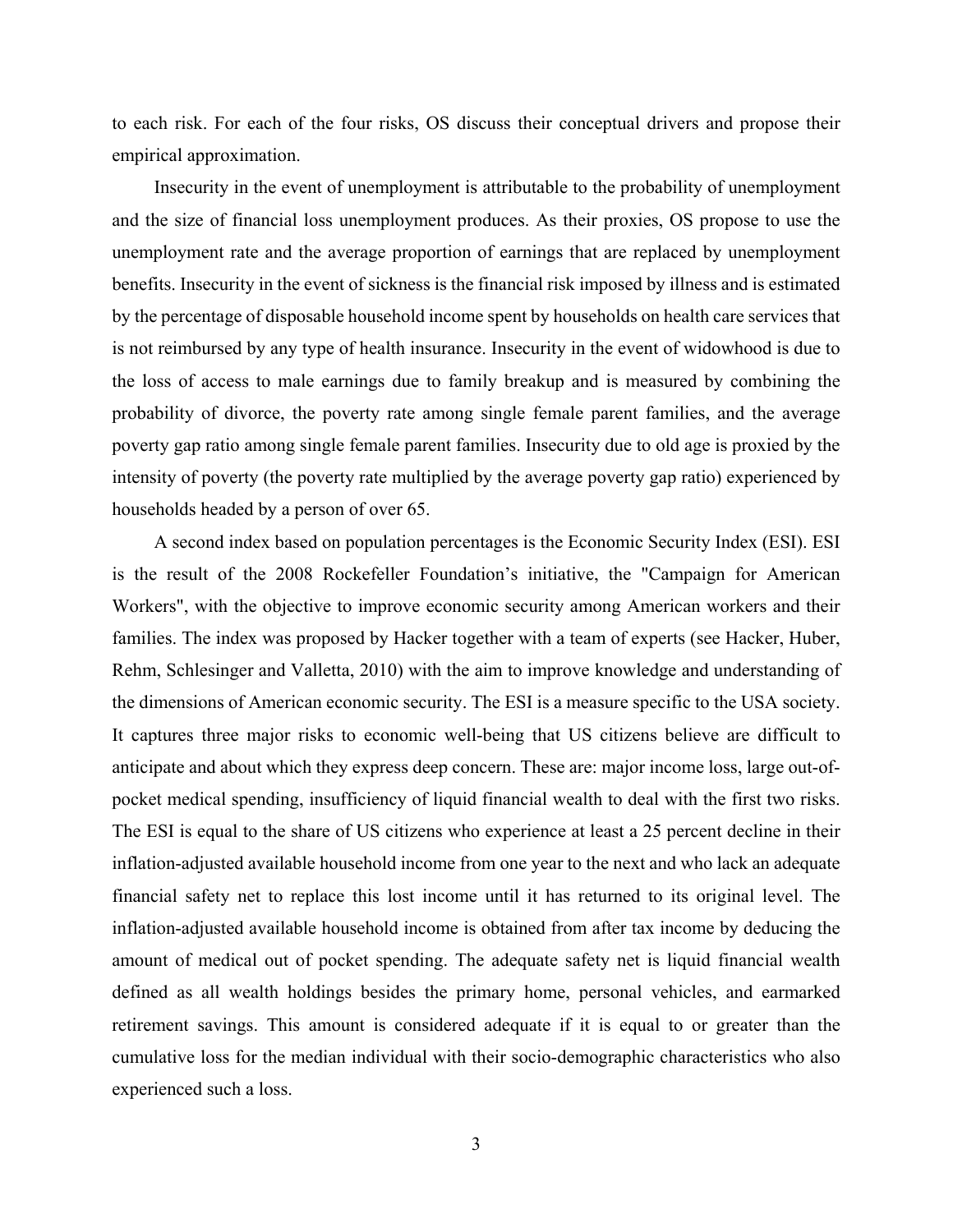to each risk. For each of the four risks, OS discuss their conceptual drivers and propose their empirical approximation.

Insecurity in the event of unemployment is attributable to the probability of unemployment and the size of financial loss unemployment produces. As their proxies, OS propose to use the unemployment rate and the average proportion of earnings that are replaced by unemployment benefits. Insecurity in the event of sickness is the financial risk imposed by illness and is estimated by the percentage of disposable household income spent by households on health care services that is not reimbursed by any type of health insurance. Insecurity in the event of widowhood is due to the loss of access to male earnings due to family breakup and is measured by combining the probability of divorce, the poverty rate among single female parent families, and the average poverty gap ratio among single female parent families. Insecurity due to old age is proxied by the intensity of poverty (the poverty rate multiplied by the average poverty gap ratio) experienced by households headed by a person of over 65.

A second index based on population percentages is the Economic Security Index (ESI). ESI is the result of the 2008 Rockefeller Foundation's initiative, the "Campaign for American Workers", with the objective to improve economic security among American workers and their families. The index was proposed by Hacker together with a team of experts (see Hacker, Huber, Rehm, Schlesinger and Valletta, 2010) with the aim to improve knowledge and understanding of the dimensions of American economic security. The ESI is a measure specific to the USA society. It captures three major risks to economic well-being that US citizens believe are difficult to anticipate and about which they express deep concern. These are: major income loss, large out-of-pocket medical spending, insufficiency of liquid financial wealth to deal with the first two risks. The ESI is equal to the share of US citizens who experience at least a 25 percent decline in their inflation-adjusted available household income from one year to the next and who lack an adequate financial safety net to replace this lost income until it has returned to its original level. The inflation-adjusted available household income is obtained from after tax income by deducing the amount of medical out of pocket spending. The adequate safety net is liquid financial wealth defined as all wealth holdings besides the primary home, personal vehicles, and earmarked retirement savings. This amount is considered adequate if it is equal to or greater than the cumulative loss for the median individual with their socio-demographic characteristics who also experienced such a loss.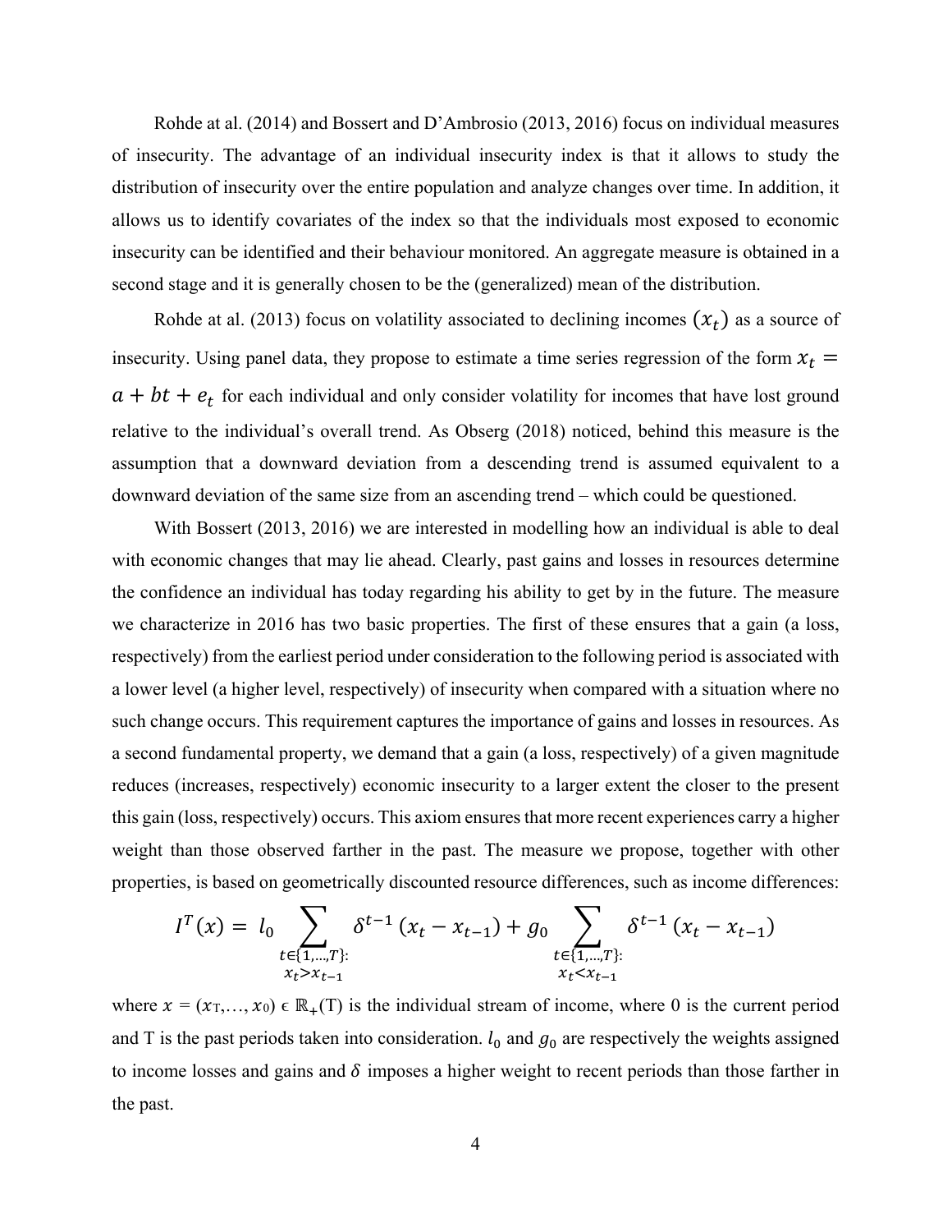Rohde at al. (2014) and Bossert and D'Ambrosio (2013, 2016) focus on individual measures of insecurity. The advantage of an individual insecurity index is that it allows to study the distribution of insecurity over the entire population and analyze changes over time. In addition, it allows us to identify covariates of the index so that the individuals most exposed to economic insecurity can be identified and their behaviour monitored. An aggregate measure is obtained in a second stage and it is generally chosen to be the (generalized) mean of the distribution.

Rohde at al. (2013) focus on volatility associated to declining incomes $(x_t)$ as a source of insecurity. Using panel data, they propose to estimate a time series regression of the form $x_t = a + bt + e_t$ for each individual and only consider volatility for incomes that have lost ground relative to the individual's overall trend. As Obserg (2018) noticed, behind this measure is the assumption that a downward deviation from a descending trend is assumed equivalent to a downward deviation of the same size from an ascending trend – which could be questioned.

With Bossert (2013, 2016) we are interested in modelling how an individual is able to deal with economic changes that may lie ahead. Clearly, past gains and losses in resources determine the confidence an individual has today regarding his ability to get by in the future. The measure we characterize in 2016 has two basic properties. The first of these ensures that a gain (a loss, respectively) from the earliest period under consideration to the following period is associated with a lower level (a higher level, respectively) of insecurity when compared with a situation where no such change occurs. This requirement captures the importance of gains and losses in resources. As a second fundamental property, we demand that a gain (a loss, respectively) of a given magnitude reduces (increases, respectively) economic insecurity to a larger extent the closer to the present this gain (loss, respectively) occurs. This axiom ensures that more recent experiences carry a higher weight than those observed farther in the past. The measure we propose, together with other properties, is based on geometrically discounted resource differences, such as income differences:

$$I^T(x) = l_0 \sum_{\substack{t \in \{1,\dots,T\}: \\ x_t > x_{t-1}}} \delta^{t-1} (x_t - x_{t-1}) + g_0 \sum_{\substack{t \in \{1,\dots,T\}: \\ x_t < x_{t-1}}} \delta^{t-1} (x_t - x_{t-1})$$

where $x = (x_T, \dots, x_0) \in \mathbb{R}_+(T)$ is the individual stream of income, where 0 is the current period and T is the past periods taken into consideration. $l_0$ and $g_0$ are respectively the weights assigned to income losses and gains and $\delta$ imposes a higher weight to recent periods than those farther in the past.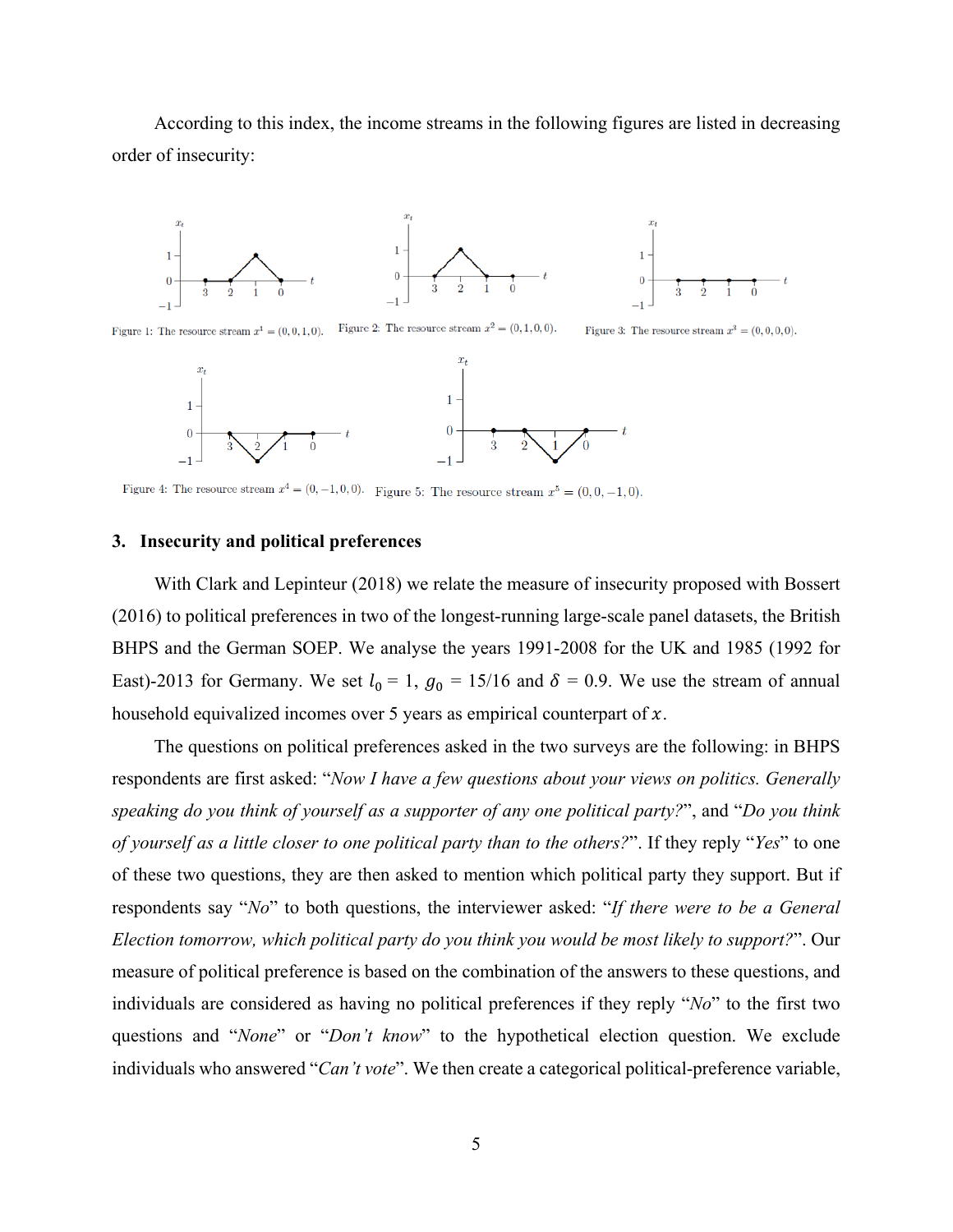According to this index, the income streams in the following figures are listed in decreasing order of insecurity:

Figure 1: The resource stream $x^1 = (0, 0, 1, 0)$.

Figure 2: The resource stream $x^2 = (0, 1, 0, 0)$.

Figure 3: The resource stream $x^3 = (0, 0, 0, 0)$.

Figure 4: The resource stream $x^4 = (0, -1, 0, 0)$.

Figure 5: The resource stream $x^5 = (0, 0, -1, 0)$.

## 3. Insecurity and political preferences

With Clark and Lepinteur (2018) we relate the measure of insecurity proposed with Bossert (2016) to political preferences in two of the longest-running large-scale panel datasets, the British BHPS and the German SOEP. We analyse the years 1991-2008 for the UK and 1985 (1992 for East)-2013 for Germany. We set $l_0 = 1$, $g_0 = 15/16$ and $\delta = 0.9$. We use the stream of annual household equivalized incomes over 5 years as empirical counterpart of $x$.

The questions on political preferences asked in the two surveys are the following: in BHPS respondents are first asked: "*Now I have a few questions about your views on politics. Generally speaking do you think of yourself as a supporter of any one political party?*", and "*Do you think of yourself as a little closer to one political party than to the others?*". If they reply "*Yes*" to one of these two questions, they are then asked to mention which political party they support. But if respondents say "*No*" to both questions, the interviewer asked: "*If there were to be a General Election tomorrow, which political party do you think you would be most likely to support?*". Our measure of political preference is based on the combination of the answers to these questions, and individuals are considered as having no political preferences if they reply "*No*" to the first two questions and "*None*" or "*Don't know*" to the hypothetical election question. We exclude individuals who answered "*Can't vote*". We then create a categorical political-preference variable,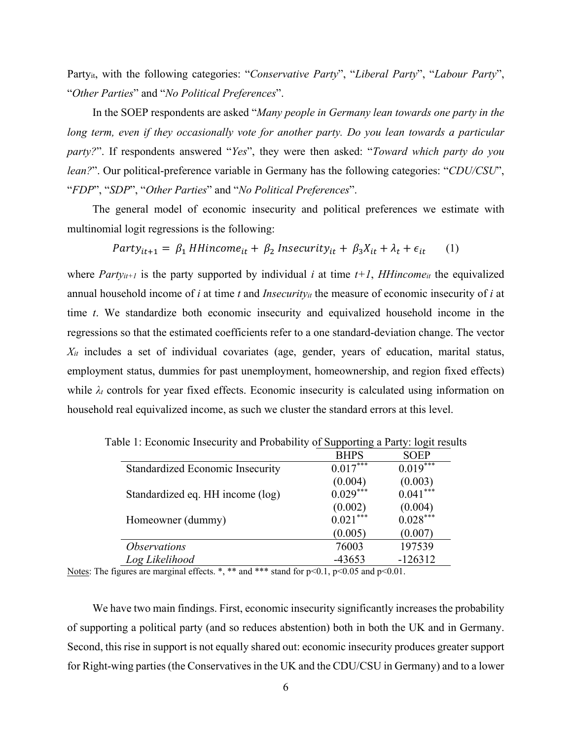Party$_{it}$, with the following categories: "*Conservative Party*", "*Liberal Party*", "*Labour Party*", "*Other Parties*" and "*No Political Preferences*".

In the SOEP respondents are asked "*Many people in Germany lean towards one party in the long term, even if they occasionally vote for another party. Do you lean towards a particular party?*". If respondents answered "*Yes*", they were then asked: "*Toward which party do you lean?*". Our political-preference variable in Germany has the following categories: "*CDU/CSU*", "*FDP*", "*SDP*", "*Other Parties*" and "*No Political Preferences*".

The general model of economic insecurity and political preferences we estimate with multinomial logit regressions is the following:

$$Party_{it+1} = \beta_1 \, HHincome_{it} + \beta_2 \, Insecurity_{it} + \beta_3 X_{it} + \lambda_t + \epsilon_{it} \qquad (1)$$

where $Party_{it+1}$ is the party supported by individual $i$ at time $t+1$, $HHincome_{it}$ the equivalized annual household income of $i$ at time $t$ and $Insecurity_{it}$ the measure of economic insecurity of $i$ at time $t$. We standardize both economic insecurity and equivalized household income in the regressions so that the estimated coefficients refer to a one standard-deviation change. The vector $X_{it}$ includes a set of individual covariates (age, gender, years of education, marital status, employment status, dummies for past unemployment, homeownership, and region fixed effects) while $\lambda_t$ controls for year fixed effects. Economic insecurity is calculated using information on household real equivalized income, as such we cluster the standard errors at this level.

Table 1: Economic Insecurity and Probability of Supporting a Party: logit results

| | BHPS | SOEP |
|---|---|---|
| Standardized Economic Insecurity | $0.017^{***}$ | $0.019^{***}$ |
| | (0.004) | (0.003) |
| Standardized eq. HH income (log) | $0.029^{***}$ | $0.041^{***}$ |
| | (0.002) | (0.004) |
| Homeowner (dummy) | $0.021^{***}$ | $0.028^{***}$ |
| | (0.005) | (0.007) |
| *Observations* | 76003 | 197539 |
| *Log Likelihood* | -43653 | -126312 |

Notes: The figures are marginal effects. *, ** and *** stand for p<0.1, p<0.05 and p<0.01.

We have two main findings. First, economic insecurity significantly increases the probability of supporting a political party (and so reduces abstention) both in both the UK and in Germany. Second, this rise in support is not equally shared out: economic insecurity produces greater support for Right-wing parties (the Conservatives in the UK and the CDU/CSU in Germany) and to a lower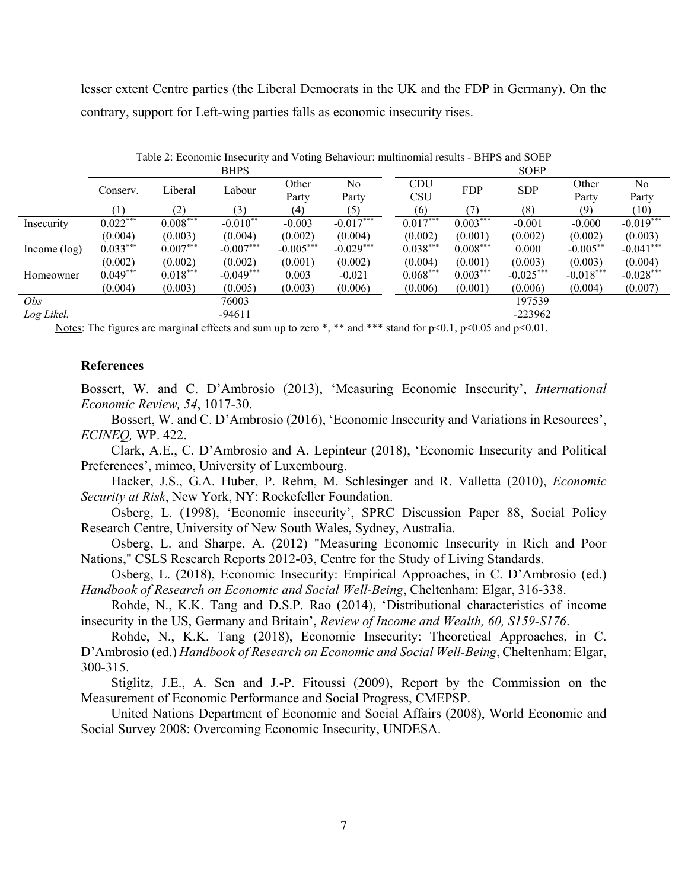lesser extent Centre parties (the Liberal Democrats in the UK and the FDP in Germany). On the contrary, support for Left-wing parties falls as economic insecurity rises.

Table 2: Economic Insecurity and Voting Behaviour: multinomial results - BHPS and SOEP

| | BHPS | | | | | SOEP | | | | |
|---|---|---|---|---|---|---|---|---|---|---|
| | Conserv. | Liberal | Labour | Other Party | No Party | CDU CSU | FDP | SDP | Other Party | No Party |
| | (1) | (2) | (3) | (4) | (5) | (6) | (7) | (8) | (9) | (10) |
| Insecurity | 0.022*** | 0.008*** | -0.010** | -0.003 | -0.017*** | 0.017*** | 0.003*** | -0.001 | -0.000 | -0.019*** |
| | (0.004) | (0.003) | (0.004) | (0.002) | (0.004) | (0.002) | (0.001) | (0.002) | (0.002) | (0.003) |
| Income (log) | 0.033*** | 0.007*** | -0.007*** | -0.005*** | -0.029*** | 0.038*** | 0.008*** | 0.000 | -0.005** | -0.041*** |
| | (0.002) | (0.002) | (0.002) | (0.001) | (0.002) | (0.004) | (0.001) | (0.003) | (0.003) | (0.004) |
| Homeowner | 0.049*** | 0.018*** | -0.049*** | 0.003 | -0.021 | 0.068*** | 0.003*** | -0.025*** | -0.018*** | -0.028*** |
| | (0.004) | (0.003) | (0.005) | (0.003) | (0.006) | (0.006) | (0.001) | (0.006) | (0.004) | (0.007) |
| *Obs* | | | 76003 | | | | | 197539 | | |
| *Log Likel.* | | | -94611 | | | | | -223962 | | |

Notes: The figures are marginal effects and sum up to zero *, ** and *** stand for $p<0.1$, $p<0.05$ and $p<0.01$.

## References

Bossert, W. and C. D'Ambrosio (2013), 'Measuring Economic Insecurity', *International Economic Review, 54*, 1017-30.

Bossert, W. and C. D'Ambrosio (2016), 'Economic Insecurity and Variations in Resources', *ECINEQ,* WP. 422.

Clark, A.E., C. D'Ambrosio and A. Lepinteur (2018), 'Economic Insecurity and Political Preferences', mimeo, University of Luxembourg.

Hacker, J.S., G.A. Huber, P. Rehm, M. Schlesinger and R. Valletta (2010), *Economic Security at Risk*, New York, NY: Rockefeller Foundation.

Osberg, L. (1998), 'Economic insecurity', SPRC Discussion Paper 88, Social Policy Research Centre, University of New South Wales, Sydney, Australia.

Osberg, L. and Sharpe, A. (2012) "Measuring Economic Insecurity in Rich and Poor Nations," CSLS Research Reports 2012-03, Centre for the Study of Living Standards.

Osberg, L. (2018), Economic Insecurity: Empirical Approaches, in C. D'Ambrosio (ed.) *Handbook of Research on Economic and Social Well-Being*, Cheltenham: Elgar, 316-338.

Rohde, N., K.K. Tang and D.S.P. Rao (2014), 'Distributional characteristics of income insecurity in the US, Germany and Britain', *Review of Income and Wealth, 60, S159-S176*.

Rohde, N., K.K. Tang (2018), Economic Insecurity: Theoretical Approaches, in C. D'Ambrosio (ed.) *Handbook of Research on Economic and Social Well-Being*, Cheltenham: Elgar, 300-315.

Stiglitz, J.E., A. Sen and J.-P. Fitoussi (2009), Report by the Commission on the Measurement of Economic Performance and Social Progress, CMEPSP.

United Nations Department of Economic and Social Affairs (2008), World Economic and Social Survey 2008: Overcoming Economic Insecurity, UNDESA.